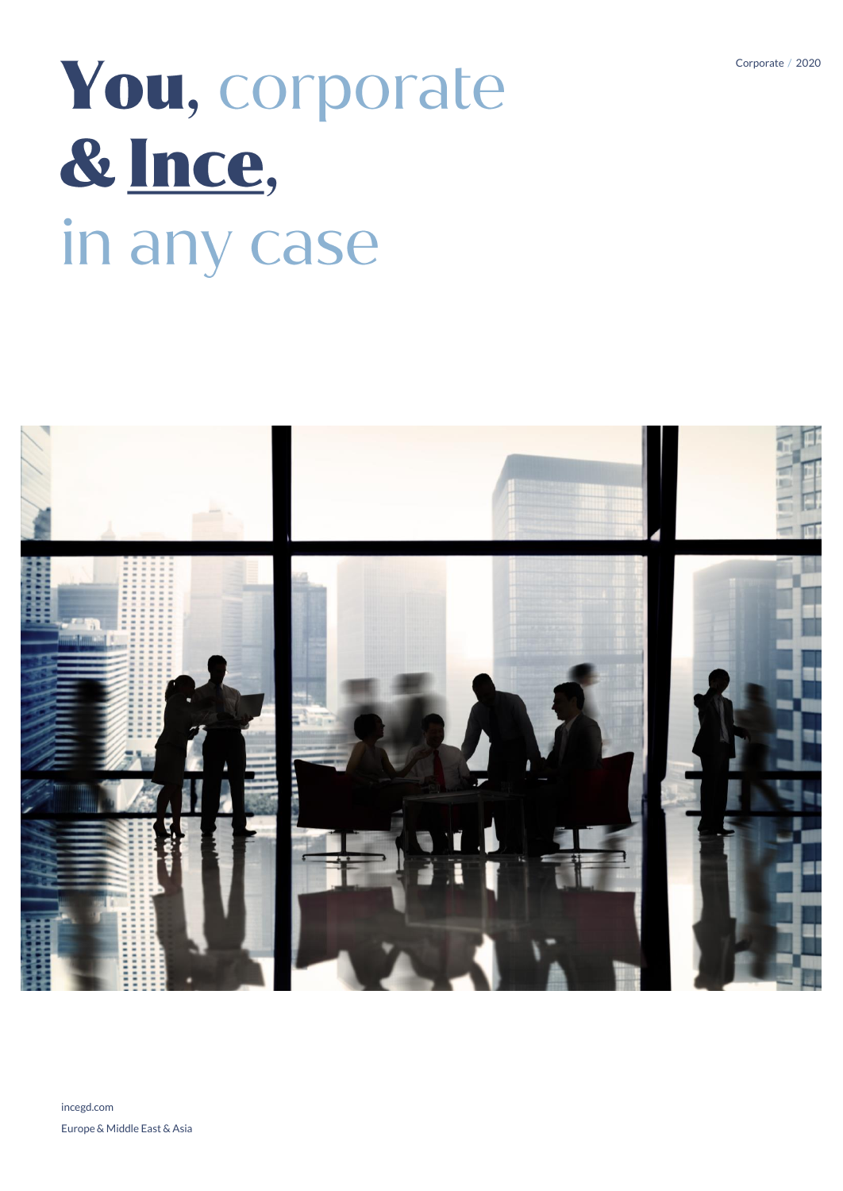Corporate / 2020

# **You**, corporate **& Ince**, in any case

incegd.com

Europe & Middle East & Asia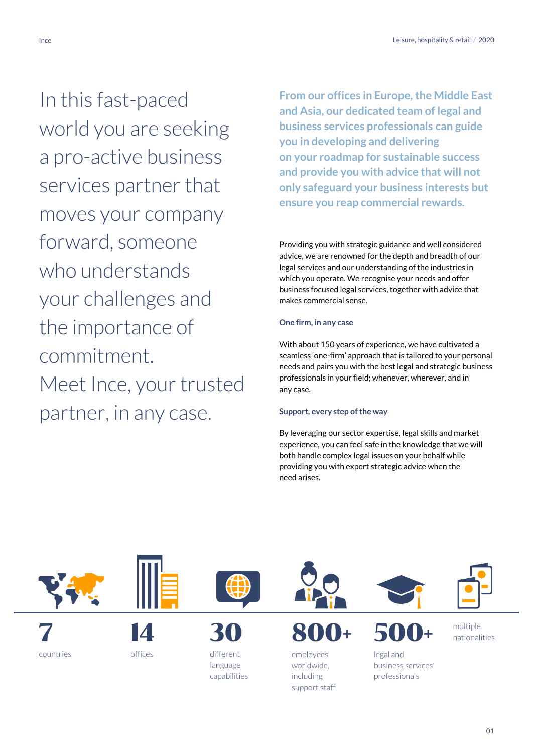In this fast-paced world you are seeking a pro-active business services partner that moves your company forward, someone who understands your challenges and the importance of commitment.
Meet Ince, your trusted partner, in any case.

**From our offices in Europe, the Middle East and Asia, our dedicated team of legal and business services professionals can guide you in developing and delivering on your roadmap for sustainable success and provide you with advice that will not only safeguard your business interests but ensure you reap commercial rewards.**

Providing you with strategic guidance and well considered advice, we are renowned for the depth and breadth of our legal services and our understanding of the industries in which you operate. We recognise your needs and offer business focused legal services, together with advice that makes commercial sense.

### One firm, in any case

With about 150 years of experience, we have cultivated a seamless 'one-firm' approach that is tailored to your personal needs and pairs you with the best legal and strategic business professionals in your field; whenever, wherever, and in any case.

### Support, every step of the way

By leveraging our sector expertise, legal skills and market experience, you can feel safe in the knowledge that we will both handle complex legal issues on your behalf while providing you with expert strategic advice when the need arises.

**7** countries

**14** offices

**30** different language capabilities

**800+** employees worldwide, including support staff

**500+** legal and business services professionals

multiple nationalities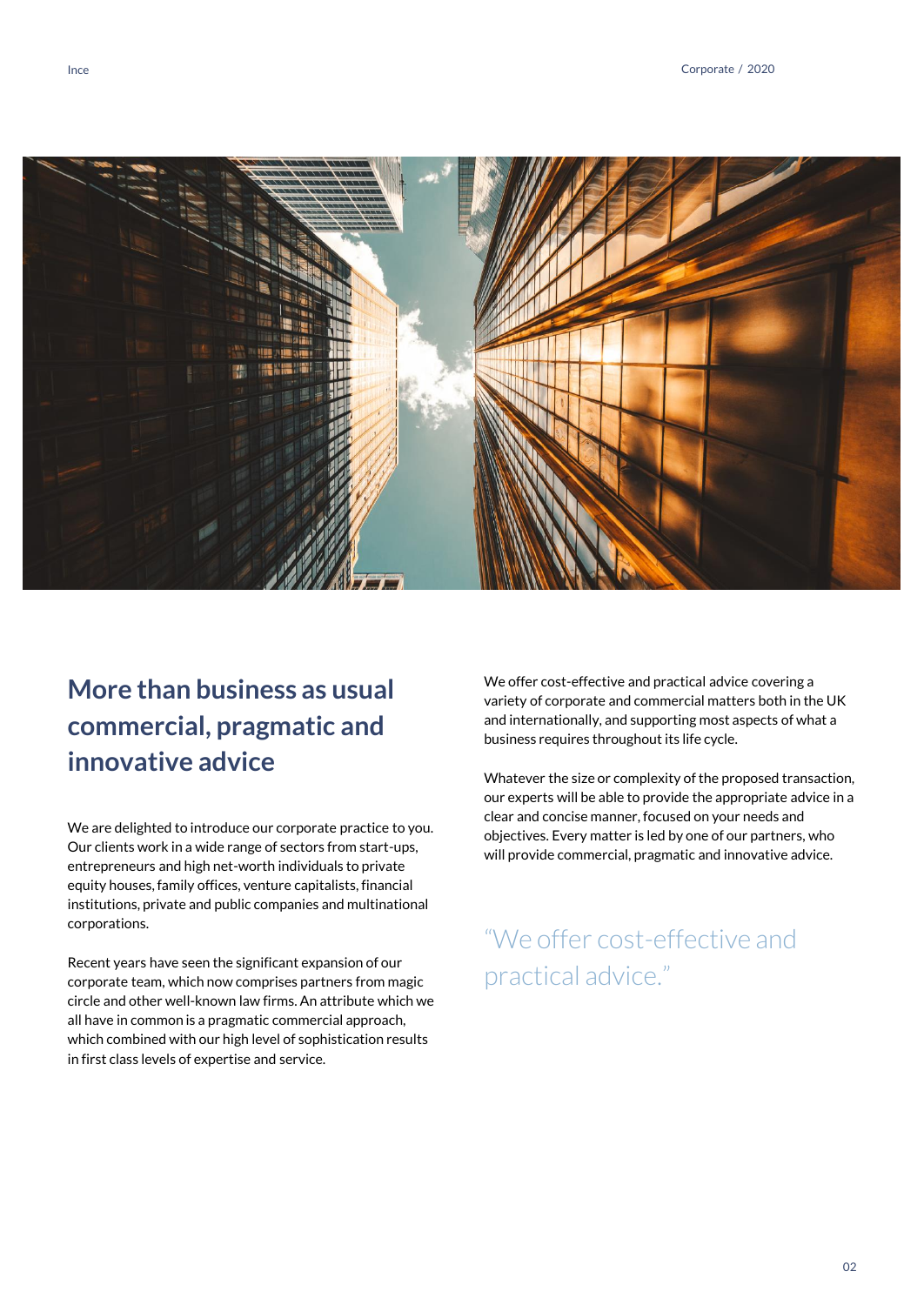## More than business as usual commercial, pragmatic and innovative advice

We are delighted to introduce our corporate practice to you. Our clients work in a wide range of sectors from start-ups, entrepreneurs and high net-worth individuals to private equity houses, family offices, venture capitalists, financial institutions, private and public companies and multinational corporations.

Recent years have seen the significant expansion of our corporate team, which now comprises partners from magic circle and other well-known law firms. An attribute which we all have in common is a pragmatic commercial approach, which combined with our high level of sophistication results in first class levels of expertise and service.

We offer cost-effective and practical advice covering a variety of corporate and commercial matters both in the UK and internationally, and supporting most aspects of what a business requires throughout its life cycle.

Whatever the size or complexity of the proposed transaction, our experts will be able to provide the appropriate advice in a clear and concise manner, focused on your needs and objectives. Every matter is led by one of our partners, who will provide commercial, pragmatic and innovative advice.

> "We offer cost-effective and practical advice."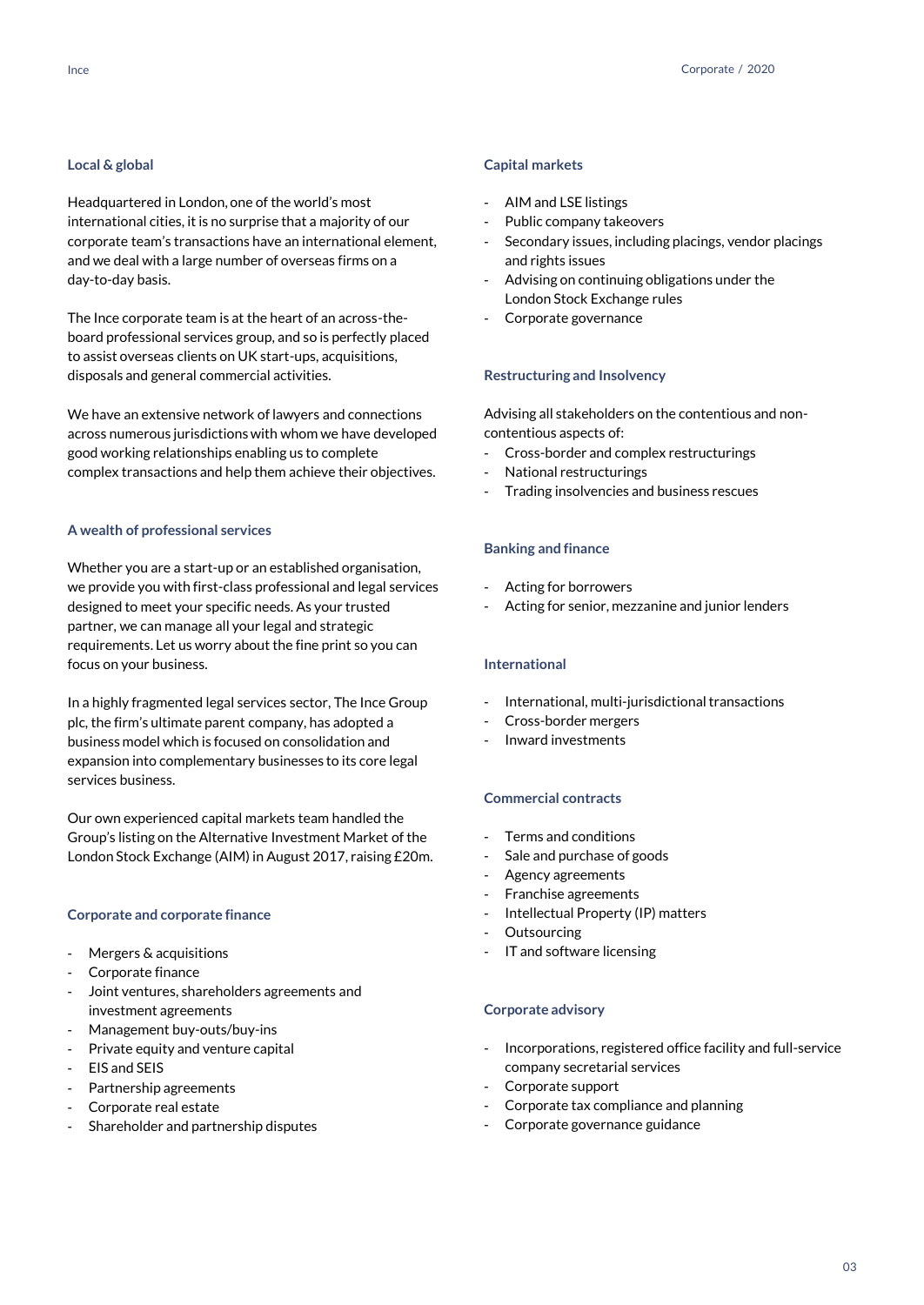## Local & global

Headquartered in London, one of the world's most international cities, it is no surprise that a majority of our corporate team's transactions have an international element, and we deal with a large number of overseas firms on a day-to-day basis.

The Ince corporate team is at the heart of an across-the-board professional services group, and so is perfectly placed to assist overseas clients on UK start-ups, acquisitions, disposals and general commercial activities.

We have an extensive network of lawyers and connections across numerous jurisdictions with whom we have developed good working relationships enabling us to complete complex transactions and help them achieve their objectives.

## A wealth of professional services

Whether you are a start-up or an established organisation, we provide you with first-class professional and legal services designed to meet your specific needs. As your trusted partner, we can manage all your legal and strategic requirements. Let us worry about the fine print so you can focus on your business.

In a highly fragmented legal services sector, The Ince Group plc, the firm's ultimate parent company, has adopted a business model which is focused on consolidation and expansion into complementary businesses to its core legal services business.

Our own experienced capital markets team handled the Group's listing on the Alternative Investment Market of the London Stock Exchange (AIM) in August 2017, raising £20m.

## Corporate and corporate finance

- Mergers & acquisitions
- Corporate finance
- Joint ventures, shareholders agreements and investment agreements
- Management buy-outs/buy-ins
- Private equity and venture capital
- EIS and SEIS
- Partnership agreements
- Corporate real estate
- Shareholder and partnership disputes

## Capital markets

- AIM and LSE listings
- Public company takeovers
- Secondary issues, including placings, vendor placings and rights issues
- Advising on continuing obligations under the London Stock Exchange rules
- Corporate governance

## Restructuring and Insolvency

Advising all stakeholders on the contentious and non-contentious aspects of:

- Cross-border and complex restructurings
- National restructurings
- Trading insolvencies and business rescues

## Banking and finance

- Acting for borrowers
- Acting for senior, mezzanine and junior lenders

## International

- International, multi-jurisdictional transactions
- Cross-border mergers
- Inward investments

## Commercial contracts

- Terms and conditions
- Sale and purchase of goods
- Agency agreements
- Franchise agreements
- Intellectual Property (IP) matters
- Outsourcing
- IT and software licensing

## Corporate advisory

- Incorporations, registered office facility and full-service company secretarial services
- Corporate support
- Corporate tax compliance and planning
- Corporate governance guidance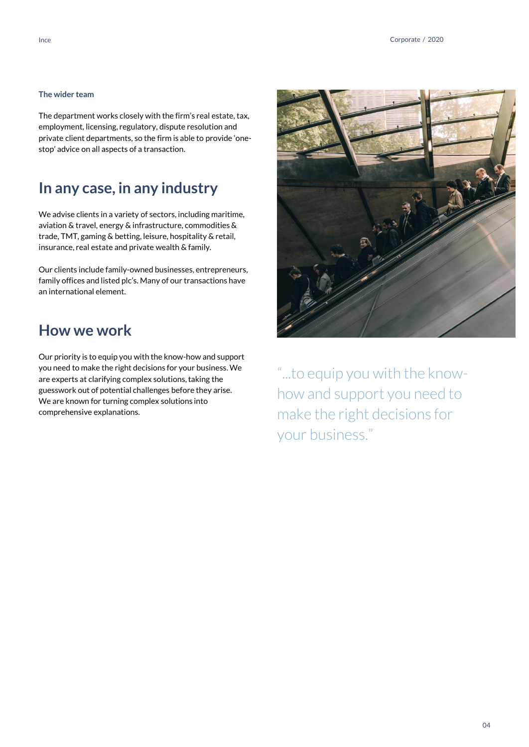### The wider team

The department works closely with the firm's real estate, tax, employment, licensing, regulatory, dispute resolution and private client departments, so the firm is able to provide 'one-stop' advice on all aspects of a transaction.

## In any case, in any industry

We advise clients in a variety of sectors, including maritime, aviation & travel, energy & infrastructure, commodities & trade, TMT, gaming & betting, leisure, hospitality & retail, insurance, real estate and private wealth & family.

Our clients include family-owned businesses, entrepreneurs, family offices and listed plc's. Many of our transactions have an international element.

## How we work

Our priority is to equip you with the know-how and support you need to make the right decisions for your business. We are experts at clarifying complex solutions, taking the guesswork out of potential challenges before they arise. We are known for turning complex solutions into comprehensive explanations.

"...to equip you with the know-how and support you need to make the right decisions for your business."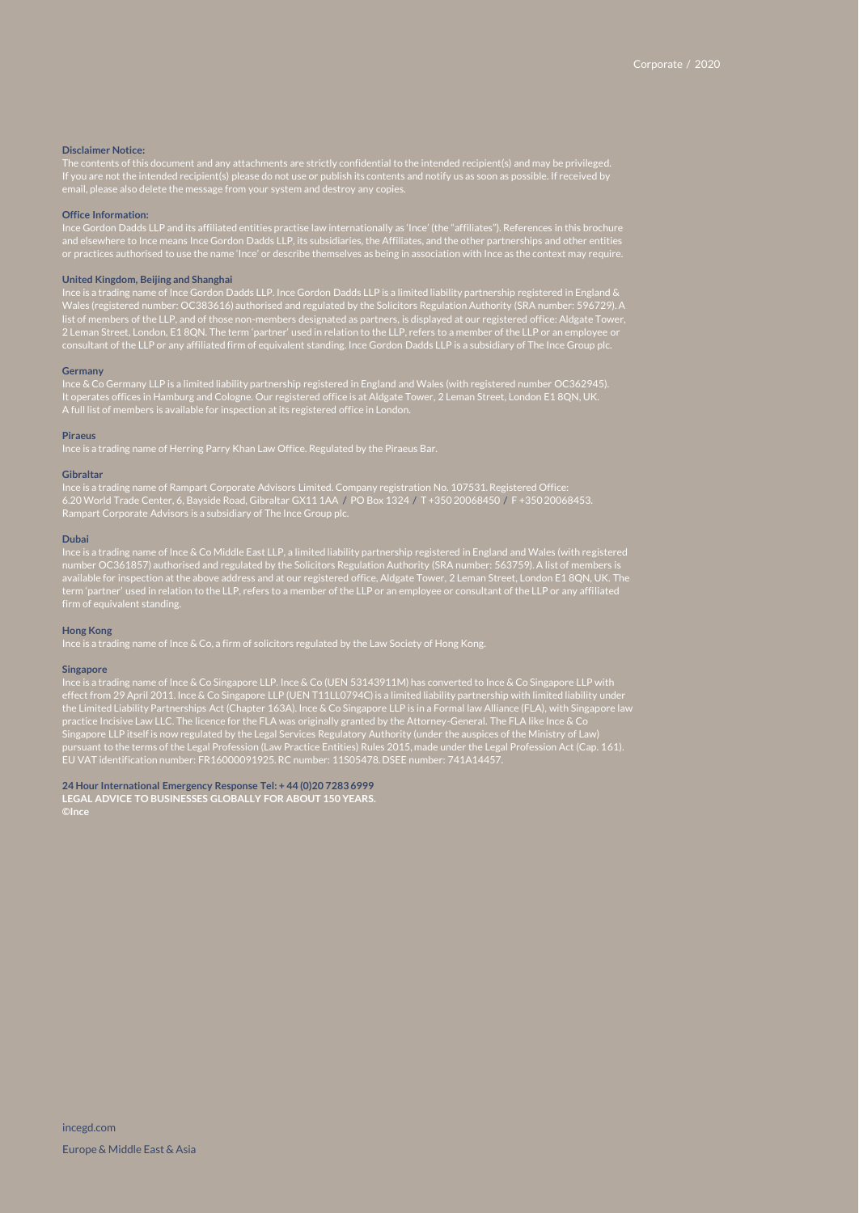**Disclaimer Notice:**

The contents of this document and any attachments are strictly confidential to the intended recipient(s) and may be privileged. If you are not the intended recipient(s) please do not use or publish its contents and notify us as soon as possible. If received by email, please also delete the message from your system and destroy any copies.

**Office Information:**

Ince Gordon Dadds LLP and its affiliated entities practise law internationally as 'Ince' (the "affiliates"). References in this brochure and elsewhere to Ince means Ince Gordon Dadds LLP, its subsidiaries, the Affiliates, and the other partnerships and other entities or practices authorised to use the name 'Ince' or describe themselves as being in association with Ince as the context may require.

**United Kingdom, Beijing and Shanghai**

Ince is a trading name of Ince Gordon Dadds LLP. Ince Gordon Dadds LLP is a limited liability partnership registered in England & Wales (registered number: OC383616) authorised and regulated by the Solicitors Regulation Authority (SRA number: 596729). A list of members of the LLP, and of those non-members designated as partners, is displayed at our registered office: Aldgate Tower, 2 Leman Street, London, E1 8QN. The term 'partner' used in relation to the LLP, refers to a member of the LLP or an employee or consultant of the LLP or any affiliated firm of equivalent standing. Ince Gordon Dadds LLP is a subsidiary of The Ince Group plc.

**Germany**

Ince & Co Germany LLP is a limited liability partnership registered in England and Wales (with registered number OC362945). It operates offices in Hamburg and Cologne. Our registered office is at Aldgate Tower, 2 Leman Street, London E1 8QN, UK. A full list of members is available for inspection at its registered office in London.

**Piraeus**

Ince is a trading name of Herring Parry Khan Law Office. Regulated by the Piraeus Bar.

**Gibraltar**

Ince is a trading name of Rampart Corporate Advisors Limited. Company registration No. 107531. Registered Office: 6.20 World Trade Center, 6, Bayside Road, Gibraltar GX11 1AA / PO Box 1324 / T +350 20068450 / F +350 20068453. Rampart Corporate Advisors is a subsidiary of The Ince Group plc.

**Dubai**

Ince is a trading name of Ince & Co Middle East LLP, a limited liability partnership registered in England and Wales (with registered number OC361857) authorised and regulated by the Solicitors Regulation Authority (SRA number: 563759). A list of members is available for inspection at the above address and at our registered office, Aldgate Tower, 2 Leman Street, London E1 8QN, UK. The term 'partner' used in relation to the LLP, refers to a member of the LLP or an employee or consultant of the LLP or any affiliated firm of equivalent standing.

**Hong Kong**

Ince is a trading name of Ince & Co, a firm of solicitors regulated by the Law Society of Hong Kong.

**Singapore**

Ince is a trading name of Ince & Co Singapore LLP. Ince & Co (UEN 53143911M) has converted to Ince & Co Singapore LLP with effect from 29 April 2011. Ince & Co Singapore LLP (UEN T11LL0794C) is a limited liability partnership with limited liability under the Limited Liability Partnerships Act (Chapter 163A). Ince & Co Singapore LLP is in a Formal law Alliance (FLA), with Singapore law practice Incisive Law LLC. The licence for the FLA was originally granted by the Attorney-General. The FLA like Ince & Co Singapore LLP itself is now regulated by the Legal Services Regulatory Authority (under the auspices of the Ministry of Law) pursuant to the terms of the Legal Profession (Law Practice Entities) Rules 2015, made under the Legal Profession Act (Cap. 161). EU VAT identification number: FR16000091925. RC number: 11S05478. DSEE number: 741A14457.

**24 Hour International Emergency Response Tel: + 44 (0)20 7283 6999**
**LEGAL ADVICE TO BUSINESSES GLOBALLY FOR ABOUT 150 YEARS.**
**©Ince**

incegd.com

Europe & Middle East & Asia